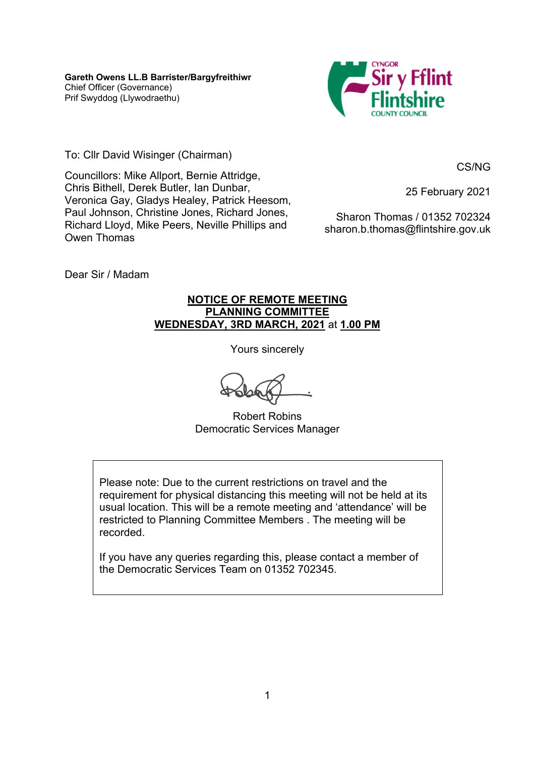**Gareth Owens LL.B Barrister/Bargyfreithiwr**
Chief Officer (Governance)
Prif Swyddog (Llywodraethu)

CYNGOR Sir y Fflint Flintshire COUNTY COUNCIL

To: Cllr David Wisinger (Chairman)

Councillors: Mike Allport, Bernie Attridge, Chris Bithell, Derek Butler, Ian Dunbar, Veronica Gay, Gladys Healey, Patrick Heesom, Paul Johnson, Christine Jones, Richard Jones, Richard Lloyd, Mike Peers, Neville Phillips and Owen Thomas

CS/NG

25 February 2021

Sharon Thomas / 01352 702324
sharon.b.thomas@flintshire.gov.uk

Dear Sir / Madam

**NOTICE OF REMOTE MEETING**
**PLANNING COMMITTEE**
**WEDNESDAY, 3RD MARCH, 2021** at **1.00 PM**

Yours sincerely

Robert Robins
Democratic Services Manager

> Please note: Due to the current restrictions on travel and the requirement for physical distancing this meeting will not be held at its usual location. This will be a remote meeting and 'attendance' will be restricted to Planning Committee Members . The meeting will be recorded.
>
> If you have any queries regarding this, please contact a member of the Democratic Services Team on 01352 702345.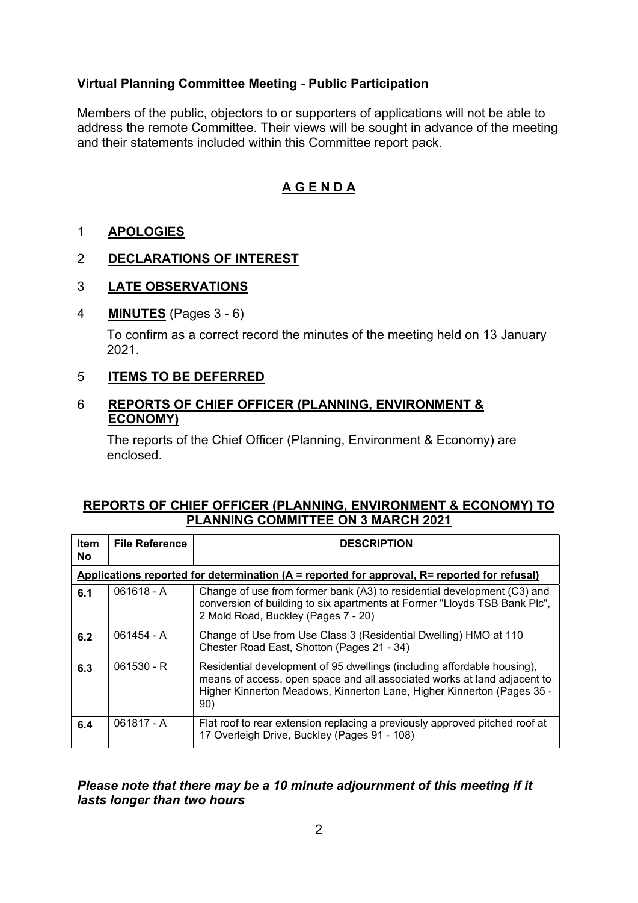**Virtual Planning Committee Meeting - Public Participation**

Members of the public, objectors to or supporters of applications will not be able to address the remote Committee. Their views will be sought in advance of the meeting and their statements included within this Committee report pack.

## A G E N D A

1 **APOLOGIES**

2 **DECLARATIONS OF INTEREST**

3 **LATE OBSERVATIONS**

4 **MINUTES** (Pages 3 - 6)

To confirm as a correct record the minutes of the meeting held on 13 January 2021.

5 **ITEMS TO BE DEFERRED**

6 **REPORTS OF CHIEF OFFICER (PLANNING, ENVIRONMENT & ECONOMY)**

The reports of the Chief Officer (Planning, Environment & Economy) are enclosed.

**REPORTS OF CHIEF OFFICER (PLANNING, ENVIRONMENT & ECONOMY) TO PLANNING COMMITTEE ON 3 MARCH 2021**

| Item No | File Reference | DESCRIPTION |
|---|---|---|
| **Applications reported for determination (A = reported for approval, R= reported for refusal)** | | |
| **6.1** | 061618 - A | Change of use from former bank (A3) to residential development (C3) and conversion of building to six apartments at Former "Lloyds TSB Bank Plc", 2 Mold Road, Buckley (Pages 7 - 20) |
| **6.2** | 061454 - A | Change of Use from Use Class 3 (Residential Dwelling) HMO at 110 Chester Road East, Shotton (Pages 21 - 34) |
| **6.3** | 061530 - R | Residential development of 95 dwellings (including affordable housing), means of access, open space and all associated works at land adjacent to Higher Kinnerton Meadows, Kinnerton Lane, Higher Kinnerton (Pages 35 - 90) |
| **6.4** | 061817 - A | Flat roof to rear extension replacing a previously approved pitched roof at 17 Overleigh Drive, Buckley (Pages 91 - 108) |

***Please note that there may be a 10 minute adjournment of this meeting if it lasts longer than two hours***